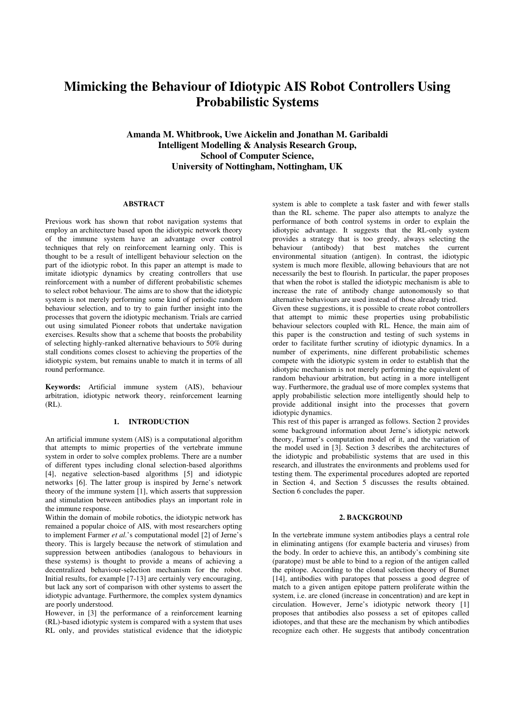# Mimicking the Behaviour of Idiotypic AIS Robot Controllers Using Probabilistic Systems

**Amanda M. Whitbrook, Uwe Aickelin and Jonathan M. Garibaldi**
**Intelligent Modelling & Analysis Research Group,**
**School of Computer Science,**
**University of Nottingham, Nottingham, UK**

## ABSTRACT

Previous work has shown that robot navigation systems that employ an architecture based upon the idiotypic network theory of the immune system have an advantage over control techniques that rely on reinforcement learning only. This is thought to be a result of intelligent behaviour selection on the part of the idiotypic robot. In this paper an attempt is made to imitate idiotypic dynamics by creating controllers that use reinforcement with a number of different probabilistic schemes to select robot behaviour. The aims are to show that the idiotypic system is not merely performing some kind of periodic random behaviour selection, and to try to gain further insight into the processes that govern the idiotypic mechanism. Trials are carried out using simulated Pioneer robots that undertake navigation exercises. Results show that a scheme that boosts the probability of selecting highly-ranked alternative behaviours to 50% during stall conditions comes closest to achieving the properties of the idiotypic system, but remains unable to match it in terms of all round performance.

**Keywords:** Artificial immune system (AIS), behaviour arbitration, idiotypic network theory, reinforcement learning (RL).

## 1. INTRODUCTION

An artificial immune system (AIS) is a computational algorithm that attempts to mimic properties of the vertebrate immune system in order to solve complex problems. There are a number of different types including clonal selection-based algorithms [4], negative selection-based algorithms [5] and idiotypic networks [6]. The latter group is inspired by Jerne's network theory of the immune system [1], which asserts that suppression and stimulation between antibodies plays an important role in the immune response.

Within the domain of mobile robotics, the idiotypic network has remained a popular choice of AIS, with most researchers opting to implement Farmer *et al.*'s computational model [2] of Jerne's theory. This is largely because the network of stimulation and suppression between antibodies (analogous to behaviours in these systems) is thought to provide a means of achieving a decentralized behaviour-selection mechanism for the robot. Initial results, for example [7-13] are certainly very encouraging, but lack any sort of comparison with other systems to assert the idiotypic advantage. Furthermore, the complex system dynamics are poorly understood.

However, in [3] the performance of a reinforcement learning (RL)-based idiotypic system is compared with a system that uses RL only, and provides statistical evidence that the idiotypic system is able to complete a task faster and with fewer stalls than the RL scheme. The paper also attempts to analyze the performance of both control systems in order to explain the idiotypic advantage. It suggests that the RL-only system provides a strategy that is too greedy, always selecting the behaviour (antibody) that best matches the current environmental situation (antigen). In contrast, the idiotypic system is much more flexible, allowing behaviours that are not necessarily the best to flourish. In particular, the paper proposes that when the robot is stalled the idiotypic mechanism is able to increase the rate of antibody change autonomously so that alternative behaviours are used instead of those already tried.

Given these suggestions, it is possible to create robot controllers that attempt to mimic these properties using probabilistic behaviour selectors coupled with RL. Hence, the main aim of this paper is the construction and testing of such systems in order to facilitate further scrutiny of idiotypic dynamics. In a number of experiments, nine different probabilistic schemes compete with the idiotypic system in order to establish that the idiotypic mechanism is not merely performing the equivalent of random behaviour arbitration, but acting in a more intelligent way. Furthermore, the gradual use of more complex systems that apply probabilistic selection more intelligently should help to provide additional insight into the processes that govern idiotypic dynamics.

This rest of this paper is arranged as follows. Section 2 provides some background information about Jerne's idiotypic network theory, Farmer's computation model of it, and the variation of the model used in [3]. Section 3 describes the architectures of the idiotypic and probabilistic systems that are used in this research, and illustrates the environments and problems used for testing them. The experimental procedures adopted are reported in Section 4, and Section 5 discusses the results obtained. Section 6 concludes the paper.

## 2. BACKGROUND

In the vertebrate immune system antibodies plays a central role in eliminating antigens (for example bacteria and viruses) from the body. In order to achieve this, an antibody's combining site (paratope) must be able to bind to a region of the antigen called the epitope. According to the clonal selection theory of Burnet [14], antibodies with paratopes that possess a good degree of match to a given antigen epitope pattern proliferate within the system, i.e. are cloned (increase in concentration) and are kept in circulation. However, Jerne's idiotypic network theory [1] proposes that antibodies also possess a set of epitopes called idiotopes, and that these are the mechanism by which antibodies recognize each other. He suggests that antibody concentration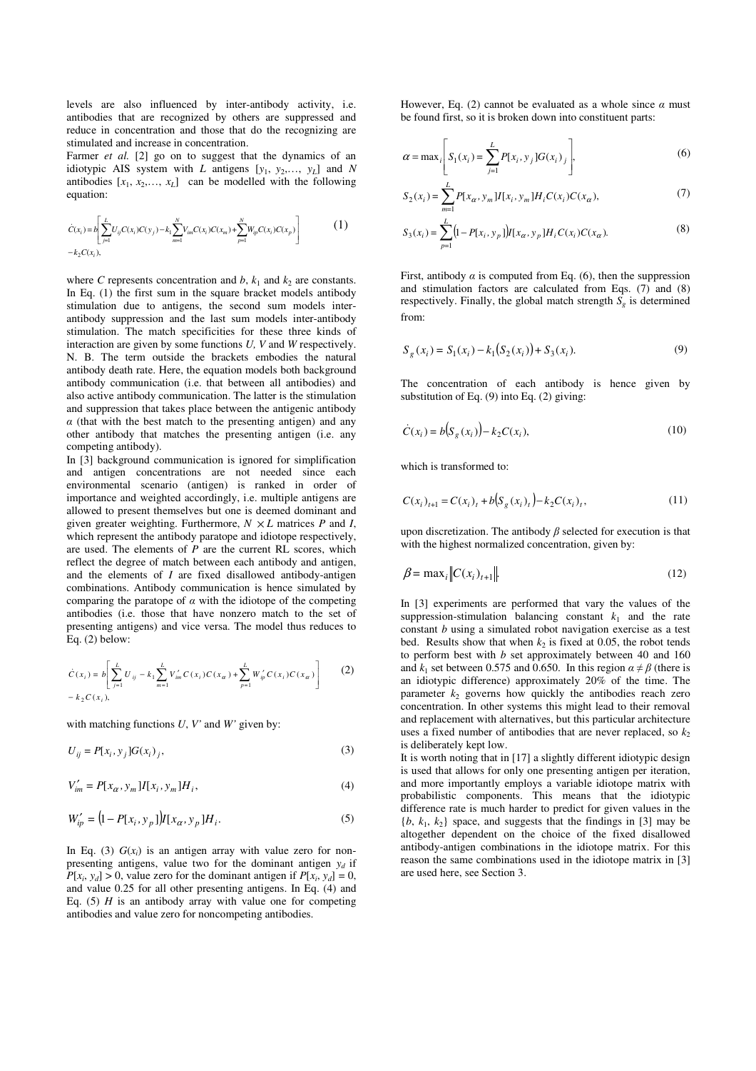levels are also influenced by inter-antibody activity, i.e. antibodies that are recognized by others are suppressed and reduce in concentration and those that do the recognizing are stimulated and increase in concentration.

Farmer *et al.* [2] go on to suggest that the dynamics of an idiotypic AIS system with $L$ antigens $[y_1, y_2,\ldots, y_L]$ and $N$ antibodies $[x_1, x_2,\ldots, x_L]$ can be modelled with the following equation:

$$\dot{C}(x_i) = b\left[\sum_{j=1}^{L} U_{ij}C(x_i)C(y_j) - k_1\sum_{m=1}^{N} V_{im}C(x_i)C(x_m) + \sum_{p=1}^{N} W_{ip}C(x_i)C(x_p)\right] - k_2 C(x_i), \tag{1}$$

where $C$ represents concentration and $b$, $k_1$ and $k_2$ are constants. In Eq. (1) the first sum in the square bracket models antibody stimulation due to antigens, the second sum models inter-antibody suppression and the last sum models inter-antibody stimulation. The match specificities for these three kinds of interaction are given by some functions $U$, $V$ and $W$ respectively. N. B. The term outside the brackets embodies the natural antibody death rate. Here, the equation models both background antibody communication (i.e. that between all antibodies) and also active antibody communication. The latter is the stimulation and suppression that takes place between the antigenic antibody $\alpha$ (that with the best match to the presenting antigen) and any other antibody that matches the presenting antigen (i.e. any competing antibody).

In [3] background communication is ignored for simplification and antigen concentrations are not needed since each environmental scenario (antigen) is ranked in order of importance and weighted accordingly, i.e. multiple antigens are allowed to present themselves but one is deemed dominant and given greater weighting. Furthermore, $N \times L$ matrices $P$ and $I$, which represent the antibody paratope and idiotope respectively, are used. The elements of $P$ are the current RL scores, which reflect the degree of match between each antibody and antigen, and the elements of $I$ are fixed disallowed antibody-antigen combinations. Antibody communication is hence simulated by comparing the paratope of $\alpha$ with the idiotope of the competing antibodies (i.e. those that have nonzero match to the set of presenting antigens) and vice versa. The model thus reduces to Eq. (2) below:

$$\dot{C}(x_i) = b\left[\sum_{j=1}^{L} U_{ij} - k_1\sum_{m=1}^{L} V'_{im}C(x_i)C(x_\alpha) + \sum_{p=1}^{L} W'_{ip}C(x_i)C(x_\alpha)\right] - k_2 C(x_i), \tag{2}$$

with matching functions $U$, $V'$ and $W'$ given by:

$$U_{ij} = P[x_i, y_j]G(x_i)_j, \tag{3}$$

$$V'_{im} = P[x_\alpha, y_m]I[x_i, y_m]H_i, \tag{4}$$

$$W'_{ip} = \left(1 - P[x_i, y_p]\right)I[x_\alpha, y_p]H_i. \tag{5}$$

In Eq. (3) $G(x_i)$ is an antigen array with value zero for non-presenting antigens, value two for the dominant antigen $y_d$ if $P[x_i, y_d] > 0$, value zero for the dominant antigen if $P[x_i, y_d] = 0$, and value 0.25 for all other presenting antigens. In Eq. (4) and Eq. (5) $H$ is an antibody array with value one for competing antibodies and value zero for noncompeting antibodies.

However, Eq. (2) cannot be evaluated as a whole since $\alpha$ must be found first, so it is broken down into constituent parts:

$$\alpha = \max_i\left[S_1(x_i) = \sum_{j=1}^{L} P[x_i, y_j]G(x_i)_j\right], \tag{6}$$

$$S_2(x_i) = \sum_{m=1}^{L} P[x_\alpha, y_m]I[x_i, y_m]H_i C(x_i)C(x_\alpha), \tag{7}$$

$$S_3(x_i) = \sum_{p=1}^{L} \left(1 - P[x_i, y_p]\right)I[x_\alpha, y_p]H_i C(x_i)C(x_\alpha). \tag{8}$$

First, antibody $\alpha$ is computed from Eq. (6), then the suppression and stimulation factors are calculated from Eqs. (7) and (8) respectively. Finally, the global match strength $S_g$ is determined from:

$$S_g(x_i) = S_1(x_i) - k_1\left(S_2(x_i)\right) + S_3(x_i). \tag{9}$$

The concentration of each antibody is hence given by substitution of Eq. (9) into Eq. (2) giving:

$$\dot{C}(x_i) = b\left(S_g(x_i)\right) - k_2 C(x_i), \tag{10}$$

which is transformed to:

$$C(x_i)_{t+1} = C(x_i)_t + b\left(S_g(x_i)_t\right) - k_2 C(x_i)_t, \tag{11}$$

upon discretization. The antibody $\beta$ selected for execution is that with the highest normalized concentration, given by:

$$\beta = \max_i \left\| C(x_i)_{t+1} \right\|. \tag{12}$$

In [3] experiments are performed that vary the values of the suppression-stimulation balancing constant $k_1$ and the rate constant $b$ using a simulated robot navigation exercise as a test bed. Results show that when $k_2$ is fixed at 0.05, the robot tends to perform best with $b$ set approximately between 40 and 160 and $k_1$ set between 0.575 and 0.650. In this region $\alpha \neq \beta$ (there is an idiotypic difference) approximately 20% of the time. The parameter $k_2$ governs how quickly the antibodies reach zero concentration. In other systems this might lead to their removal and replacement with alternatives, but this particular architecture uses a fixed number of antibodies that are never replaced, so $k_2$ is deliberately kept low.

It is worth noting that in [17] a slightly different idiotypic design is used that allows for only one presenting antigen per iteration, and more importantly employs a variable idiotope matrix with probabilistic components. This means that the idiotypic difference rate is much harder to predict for given values in the $\{b, k_1, k_2\}$ space, and suggests that the findings in [3] may be altogether dependent on the choice of the fixed disallowed antibody-antigen combinations in the idiotope matrix. For this reason the same combinations used in the idiotope matrix in [3] are used here, see Section 3.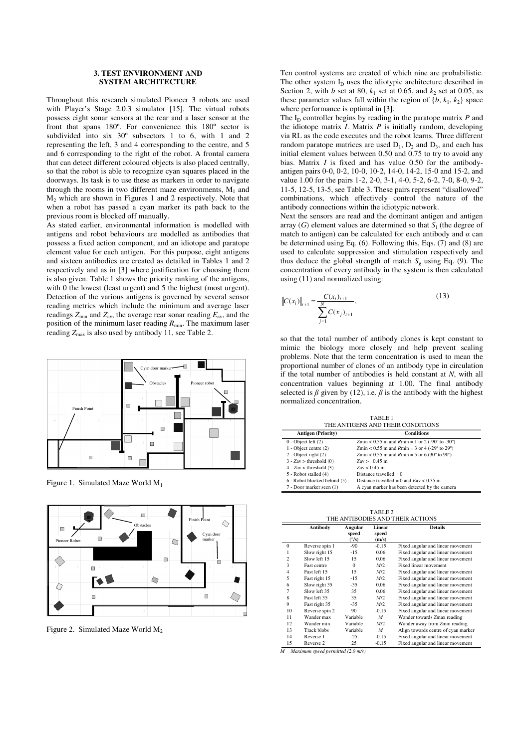### 3. TEST ENVIRONMENT AND SYSTEM ARCHITECTURE

Throughout this research simulated Pioneer 3 robots are used with Player's Stage 2.0.3 simulator [15]. The virtual robots possess eight sonar sensors at the rear and a laser sensor at the front that spans 180º. For convenience this 180º sector is subdivided into six 30º subsectors 1 to 6, with 1 and 2 representing the left, 3 and 4 corresponding to the centre, and 5 and 6 corresponding to the right of the robot. A frontal camera that can detect different coloured objects is also placed centrally, so that the robot is able to recognize cyan squares placed in the doorways. Its task is to use these as markers in order to navigate through the rooms in two different maze environments, $M_1$ and $M_2$ which are shown in Figures 1 and 2 respectively. Note that when a robot has passed a cyan marker its path back to the previous room is blocked off manually.

As stated earlier, environmental information is modelled with antigens and robot behaviours are modelled as antibodies that possess a fixed action component, and an idiotope and paratope element value for each antigen. For this purpose, eight antigens and sixteen antibodies are created as detailed in Tables 1 and 2 respectively and as in [3] where justification for choosing them is also given. Table 1 shows the priority ranking of the antigens, with 0 the lowest (least urgent) and 5 the highest (most urgent). Detection of the various antigens is governed by several sensor reading metrics which include the minimum and average laser readings $Z_{min}$ and $Z_{av}$, the average rear sonar reading $E_{av}$, and the position of the minimum laser reading $R_{min}$. The maximum laser reading $Z_{max}$ is also used by antibody 11, see Table 2.

Figure 1. Simulated Maze World $M_1$

Figure 2. Simulated Maze World $M_2$

Ten control systems are created of which nine are probabilistic. The other system $I_D$ uses the idiotypic architecture described in Section 2, with $b$ set at 80, $k_1$ set at 0.65, and $k_2$ set at 0.05, as these parameter values fall within the region of $\{b, k_1, k_2\}$ space where performance is optimal in [3].

The $I_D$ controller begins by reading in the paratope matrix $P$ and the idiotope matrix $I$. Matrix $P$ is initially random, developing via RL as the code executes and the robot learns. Three different random paratope matrices are used $D_1$, $D_2$ and $D_3$, and each has initial element values between 0.50 and 0.75 to try to avoid any bias. Matrix $I$ is fixed and has value 0.50 for the antibody-antigen pairs 0-0, 0-2, 10-0, 10-2, 14-0, 14-2, 15-0 and 15-2, and value 1.00 for the pairs 1-2, 2-0, 3-1, 4-0, 5-2, 6-2, 7-0, 8-0, 9-2, 11-5, 12-5, 13-5, see Table 3. These pairs represent "disallowed" combinations, which effectively control the nature of the antibody connections within the idiotypic network.

Next the sensors are read and the dominant antigen and antigen array ($G$) element values are determined so that $S_1$ (the degree of match to antigen) can be calculated for each antibody and $\alpha$ can be determined using Eq. (6). Following this, Eqs. (7) and (8) are used to calculate suppression and stimulation respectively and thus deduce the global strength of match $S_g$ using Eq. (9). The concentration of every antibody in the system is then calculated using (11) and normalized using:

$$\left\| C(x_i) \right\|_{t+1} = \frac{C(x_i)_{t+1}}{\sum_{j=1}^{N} C(x_j)_{t+1}}, \tag{13}$$

so that the total number of antibody clones is kept constant to mimic the biology more closely and help prevent scaling problems. Note that the term concentration is used to mean the proportional number of clones of an antibody type in circulation if the total number of antibodies is held constant at $N$, with all concentration values beginning at 1.00. The final antibody selected is $\beta$ given by (12), i.e. $\beta$ is the antibody with the highest normalized concentration.

TABLE 1
THE ANTIGENS AND THEIR CONDITIONS

| Antigen (Priority) | Conditions |
|---|---|
| 0 - Object left (2) | Zmin < 0.55 m and Rmin = 1 or 2 (-90º to -30º) |
| 1 - Object centre (2) | Zmin < 0.55 m and Rmin = 3 or 4 (-29º to 29º) |
| 2 - Object right (2) | Zmin < 0.55 m and Rmin = 5 or 6 (30º to 90º) |
| 3 - Zav > threshold (0) | Zav >= 0.45 m |
| 4 - Zav < threshold (3) | Zav < 0.45 m |
| 5 - Robot stalled (4) | Distance travelled = 0 |
| 6 - Robot blocked behind (5) | Distance travelled = 0 and Eav < 0.35 m |
| 7 - Door marker seen (1) | A cyan marker has been detected by the camera |

TABLE 2
THE ANTIBODIES AND THEIR ACTIONS

| | Antibody | Angular speed (°/s) | Linear speed (m/s) | Details |
|---|---|---|---|---|
| 0 | Reverse spin 1 | -90 | -0.15 | Fixed angular and linear movement |
| 1 | Slow right 15 | -15 | 0.06 | Fixed angular and linear movement |
| 2 | Slow left 15 | 15 | 0.06 | Fixed angular and linear movement |
| 3 | Fast centre | 0 | M/2 | Fixed linear movement |
| 4 | Fast left 15 | 15 | M/2 | Fixed angular and linear movement |
| 5 | Fast right 15 | -15 | M/2 | Fixed angular and linear movement |
| 6 | Slow right 35 | -35 | 0.06 | Fixed angular and linear movement |
| 7 | Slow left 35 | 35 | 0.06 | Fixed angular and linear movement |
| 8 | Fast left 35 | 35 | M/2 | Fixed angular and linear movement |
| 9 | Fast right 35 | -35 | M/2 | Fixed angular and linear movement |
| 10 | Reverse spin 2 | 90 | -0.15 | Fixed angular and linear movement |
| 11 | Wander max | Variable | M | Wander towards Zmax reading |
| 12 | Wander min | Variable | M/2 | Wander away from Zmin reading |
| 13 | Track blobs | Variable | M | Align towards centre of cyan marker |
| 14 | Reverse 1 | -25 | -0.15 | Fixed angular and linear movement |
| 15 | Reverse 2 | 25 | -0.15 | Fixed angular and linear movement |

*M = Maximum speed permitted (2.0 m/s)*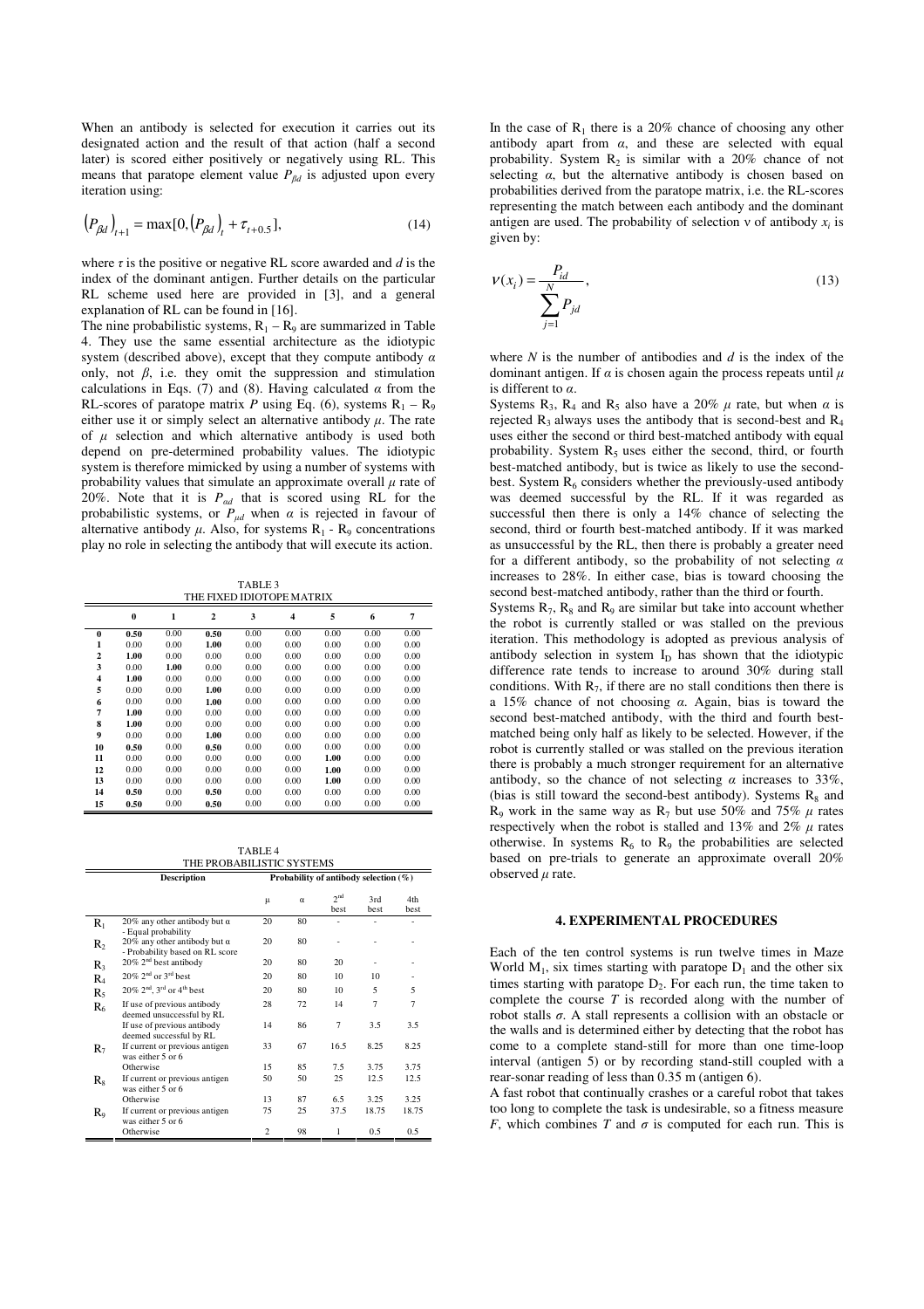When an antibody is selected for execution it carries out its designated action and the result of that action (half a second later) is scored either positively or negatively using RL. This means that paratope element value $P_{\beta d}$ is adjusted upon every iteration using:

$$\left(P_{\beta d}\right)_{t+1} = \max[0, \left(P_{\beta d}\right)_t + \tau_{t+0.5}], \tag{14}$$

where $\tau$ is the positive or negative RL score awarded and $d$ is the index of the dominant antigen. Further details on the particular RL scheme used here are provided in [3], and a general explanation of RL can be found in [16].

The nine probabilistic systems, $R_1$ – $R_9$ are summarized in Table 4. They use the same essential architecture as the idiotypic system (described above), except that they compute antibody $\alpha$ only, not $\beta$, i.e. they omit the suppression and stimulation calculations in Eqs. (7) and (8). Having calculated $\alpha$ from the RL-scores of paratope matrix $P$ using Eq. (6), systems $R_1$ – $R_9$ either use it or simply select an alternative antibody $\mu$. The rate of $\mu$ selection and which alternative antibody is used both depend on pre-determined probability values. The idiotypic system is therefore mimicked by using a number of systems with probability values that simulate an approximate overall $\mu$ rate of 20%. Note that it is $P_{\alpha d}$ that is scored using RL for the probabilistic systems, or $P_{\mu d}$ when $\alpha$ is rejected in favour of alternative antibody $\mu$. Also, for systems $R_1$ - $R_9$ concentrations play no role in selecting the antibody that will execute its action.

TABLE 3
THE FIXED IDIOTOPE MATRIX

| | 0 | 1 | 2 | 3 | 4 | 5 | 6 | 7 |
|---|---|---|---|---|---|---|---|---|
| **0** | **0.50** | 0.00 | **0.50** | 0.00 | 0.00 | 0.00 | 0.00 | 0.00 |
| **1** | 0.00 | 0.00 | **1.00** | 0.00 | 0.00 | 0.00 | 0.00 | 0.00 |
| **2** | **1.00** | 0.00 | 0.00 | 0.00 | 0.00 | 0.00 | 0.00 | 0.00 |
| **3** | 0.00 | **1.00** | 0.00 | 0.00 | 0.00 | 0.00 | 0.00 | 0.00 |
| **4** | **1.00** | 0.00 | 0.00 | 0.00 | 0.00 | 0.00 | 0.00 | 0.00 |
| **5** | 0.00 | 0.00 | **1.00** | 0.00 | 0.00 | 0.00 | 0.00 | 0.00 |
| **6** | 0.00 | 0.00 | **1.00** | 0.00 | 0.00 | 0.00 | 0.00 | 0.00 |
| **7** | **1.00** | 0.00 | 0.00 | 0.00 | 0.00 | 0.00 | 0.00 | 0.00 |
| **8** | **1.00** | 0.00 | 0.00 | 0.00 | 0.00 | 0.00 | 0.00 | 0.00 |
| **9** | 0.00 | 0.00 | **1.00** | 0.00 | 0.00 | 0.00 | 0.00 | 0.00 |
| **10** | **0.50** | 0.00 | **0.50** | 0.00 | 0.00 | 0.00 | 0.00 | 0.00 |
| **11** | 0.00 | 0.00 | 0.00 | 0.00 | 0.00 | **1.00** | 0.00 | 0.00 |
| **12** | 0.00 | 0.00 | 0.00 | 0.00 | 0.00 | **1.00** | 0.00 | 0.00 |
| **13** | 0.00 | 0.00 | 0.00 | 0.00 | 0.00 | **1.00** | 0.00 | 0.00 |
| **14** | **0.50** | 0.00 | **0.50** | 0.00 | 0.00 | 0.00 | 0.00 | 0.00 |
| **15** | **0.50** | 0.00 | **0.50** | 0.00 | 0.00 | 0.00 | 0.00 | 0.00 |

TABLE 4
THE PROBABILISTIC SYSTEMS

| | Description | Probability of antibody selection (%) | | | | |
|---|---|---|---|---|---|---|
| | | $\mu$ | $\alpha$ | 2nd best | 3rd best | 4th best |
| $R_1$ | 20% any other antibody but $\alpha$ - Equal probability | 20 | 80 | - | - | - |
| $R_2$ | 20% any other antibody but $\alpha$ - Probability based on RL score | 20 | 80 | - | - | - |
| $R_3$ | 20% 2nd best antibody | 20 | 80 | 20 | - | - |
| $R_4$ | 20% 2nd or 3rd best | 20 | 80 | 10 | 10 | - |
| $R_5$ | 20% 2nd, 3rd or 4th best | 20 | 80 | 10 | 5 | 5 |
| $R_6$ | If use of previous antibody deemed unsuccessful by RL | 28 | 72 | 14 | 7 | 7 |
| | If use of previous antibody deemed successful by RL | 14 | 86 | 7 | 3.5 | 3.5 |
| $R_7$ | If current or previous antigen was either 5 or 6 | 33 | 67 | 16.5 | 8.25 | 8.25 |
| | Otherwise | 15 | 85 | 7.5 | 3.75 | 3.75 |
| $R_8$ | If current or previous antigen was either 5 or 6 | 50 | 50 | 25 | 12.5 | 12.5 |
| | Otherwise | 13 | 87 | 6.5 | 3.25 | 3.25 |
| $R_9$ | If current or previous antigen was either 5 or 6 | 75 | 25 | 37.5 | 18.75 | 18.75 |
| | Otherwise | 2 | 98 | 1 | 0.5 | 0.5 |

In the case of $R_1$ there is a 20% chance of choosing any other antibody apart from $\alpha$, and these are selected with equal probability. System $R_2$ is similar with a 20% chance of not selecting $\alpha$, but the alternative antibody is chosen based on probabilities derived from the paratope matrix, i.e. the RL-scores representing the match between each antibody and the dominant antigen are used. The probability of selection $\nu$ of antibody $x_i$ is given by:

$$\nu(x_i) = \frac{P_{id}}{\sum_{j=1}^{N} P_{jd}}, \tag{13}$$

where $N$ is the number of antibodies and $d$ is the index of the dominant antigen. If $\alpha$ is chosen again the process repeats until $\mu$ is different to $\alpha$.

Systems $R_3$, $R_4$ and $R_5$ also have a 20% $\mu$ rate, but when $\alpha$ is rejected $R_3$ always uses the antibody that is second-best and $R_4$ uses either the second or third best-matched antibody with equal probability. System $R_5$ uses either the second, third, or fourth best-matched antibody, but is twice as likely to use the second-best. System $R_6$ considers whether the previously-used antibody was deemed successful by the RL. If it was regarded as successful then there is only a 14% chance of selecting the second, third or fourth best-matched antibody. If it was marked as unsuccessful by the RL, then there is probably a greater need for a different antibody, so the probability of not selecting $\alpha$ increases to 28%. In either case, bias is toward choosing the second best-matched antibody, rather than the third or fourth.

Systems $R_7$, $R_8$ and $R_9$ are similar but take into account whether the robot is currently stalled or was stalled on the previous iteration. This methodology is adopted as previous analysis of antibody selection in system $I_D$ has shown that the idiotypic difference rate tends to increase to around 30% during stall conditions. With $R_7$, if there are no stall conditions then there is a 15% chance of not choosing $\alpha$. Again, bias is toward the second best-matched antibody, with the third and fourth best-matched being only half as likely to be selected. However, if the robot is currently stalled or was stalled on the previous iteration there is probably a much stronger requirement for an alternative antibody, so the chance of not selecting $\alpha$ increases to 33%, (bias is still toward the second-best antibody). Systems $R_8$ and $R_9$ work in the same way as $R_7$ but use 50% and 75% $\mu$ rates respectively when the robot is stalled and 13% and 2% $\mu$ rates otherwise. In systems $R_6$ to $R_9$ the probabilities are selected based on pre-trials to generate an approximate overall 20% observed $\mu$ rate.

## 4. EXPERIMENTAL PROCEDURES

Each of the ten control systems is run twelve times in Maze World $M_1$, six times starting with paratope $D_1$ and the other six times starting with paratope $D_2$. For each run, the time taken to complete the course $T$ is recorded along with the number of robot stalls $\sigma$. A stall represents a collision with an obstacle or the walls and is determined either by detecting that the robot has come to a complete stand-still for more than one time-loop interval (antigen 5) or by recording stand-still coupled with a rear-sonar reading of less than 0.35 m (antigen 6).

A fast robot that continually crashes or a careful robot that takes too long to complete the task is undesirable, so a fitness measure $F$, which combines $T$ and $\sigma$ is computed for each run. This is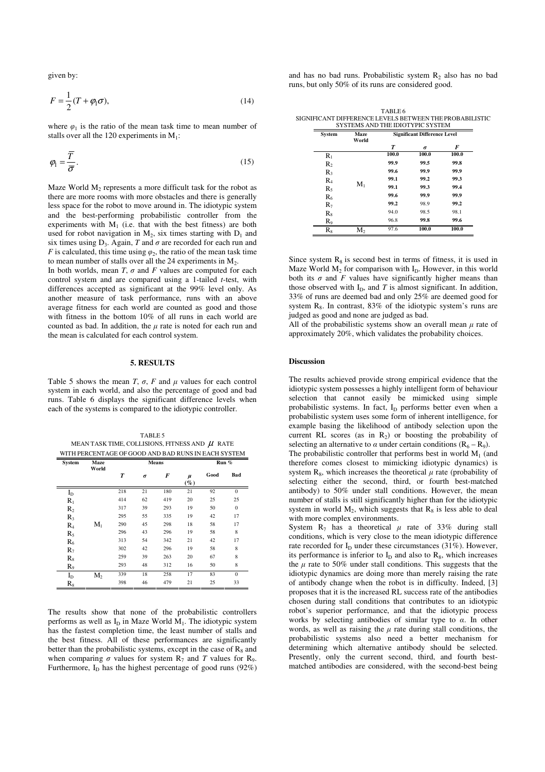given by:

$$F = \frac{1}{2}(T + \varphi_1 \sigma), \tag{14}$$

where $\varphi_1$ is the ratio of the mean task time to mean number of stalls over all the 120 experiments in $M_1$:

$$\varphi_1 = \frac{\overline{T}}{\overline{\sigma}}. \tag{15}$$

Maze World $M_2$ represents a more difficult task for the robot as there are more rooms with more obstacles and there is generally less space for the robot to move around in. The idiotypic system and the best-performing probabilistic controller from the experiments with $M_1$ (i.e. that with the best fitness) are both used for robot navigation in $M_2$, six times starting with $D_1$ and six times using $D_3$. Again, $T$ and $\sigma$ are recorded for each run and $F$ is calculated, this time using $\varphi_2$, the ratio of the mean task time to mean number of stalls over all the 24 experiments in $M_2$.

In both worlds, mean $T$, $\sigma$ and $F$ values are computed for each control system and are compared using a 1-tailed $t$-test, with differences accepted as significant at the 99% level only. As another measure of task performance, runs with an above average fitness for each world are counted as good and those with fitness in the bottom 10% of all runs in each world are counted as bad. In addition, the $\mu$ rate is noted for each run and the mean is calculated for each control system.

## 5. RESULTS

Table 5 shows the mean $T$, $\sigma$, $F$ and $\mu$ values for each control system in each world, and also the percentage of good and bad runs. Table 6 displays the significant difference levels when each of the systems is compared to the idiotypic controller.

TABLE 5
MEAN TASK TIME, COLLISIONS, FITNESS AND $\mu$ RATE WITH PERCENTAGE OF GOOD AND BAD RUNS IN EACH SYSTEM

| System | Maze World | Means | | | | Run % | |
|---|---|---|---|---|---|---|---|
| | | $T$ | $\sigma$ | $F$ | $\mu$ (%) | Good | Bad |
| $I_D$ | $M_1$ | 218 | 21 | 180 | 21 | 92 | 0 |
| $R_1$ | | 414 | 62 | 419 | 20 | 25 | 25 |
| $R_2$ | | 317 | 39 | 293 | 19 | 50 | 0 |
| $R_3$ | | 295 | 55 | 335 | 19 | 42 | 17 |
| $R_4$ | | 290 | 45 | 298 | 18 | 58 | 17 |
| $R_5$ | | 296 | 43 | 296 | 19 | 58 | 8 |
| $R_6$ | | 313 | 54 | 342 | 21 | 42 | 17 |
| $R_7$ | | 302 | 42 | 296 | 19 | 58 | 8 |
| $R_8$ | | 259 | 39 | 263 | 20 | 67 | 8 |
| $R_9$ | | 293 | 48 | 312 | 16 | 50 | 8 |
| $I_D$ | $M_2$ | 339 | 18 | 258 | 17 | 83 | 0 |
| $R_8$ | | 398 | 46 | 479 | 21 | 25 | 33 |

The results show that none of the probabilistic controllers performs as well as $I_D$ in Maze World $M_1$. The idiotypic system has the fastest completion time, the least number of stalls and the best fitness. All of these performances are significantly better than the probabilistic systems, except in the case of $R_8$ and when comparing $\sigma$ values for system $R_7$ and $T$ values for $R_9$. Furthermore, $I_D$ has the highest percentage of good runs (92%) and has no bad runs. Probabilistic system $R_2$ also has no bad runs, but only 50% of its runs are considered good.

TABLE 6
SIGNIFICANT DIFFERENCE LEVELS BETWEEN THE PROBABILISTIC SYSTEMS AND THE IDIOTYPIC SYSTEM

| System | Maze World | Significant Difference Level | | |
|---|---|---|---|---|
| | | $T$ | $\sigma$ | $F$ |
| $R_1$ | $M_1$ | **100.0** | **100.0** | **100.0** |
| $R_2$ | | **99.9** | **99.5** | **99.8** |
| $R_3$ | | **99.6** | **99.9** | **99.9** |
| $R_4$ | | **99.1** | **99.2** | **99.3** |
| $R_5$ | | **99.1** | **99.3** | **99.4** |
| $R_6$ | | **99.6** | **99.9** | **99.9** |
| $R_7$ | | **99.2** | 98.9 | **99.2** |
| $R_8$ | | 94.0 | 98.5 | 98.1 |
| $R_9$ | | 96.8 | **99.8** | **99.6** |
| $R_8$ | $M_2$ | 97.6 | **100.0** | **100.0** |

Since system $R_8$ is second best in terms of fitness, it is used in Maze World $M_2$ for comparison with $I_D$. However, in this world both its $\sigma$ and $F$ values have significantly higher means than those observed with $I_D$, and $T$ is almost significant. In addition, 33% of runs are deemed bad and only 25% are deemed good for system $R_8$. In contrast, 83% of the idiotypic system's runs are judged as good and none are judged as bad.

All of the probabilistic systems show an overall mean $\mu$ rate of approximately 20%, which validates the probability choices.

### Discussion

The results achieved provide strong empirical evidence that the idiotypic system possesses a highly intelligent form of behaviour selection that cannot easily be mimicked using simple probabilistic systems. In fact, $I_D$ performs better even when a probabilistic system uses some form of inherent intelligence, for example basing the likelihood of antibody selection upon the current RL scores (as in $R_2$) or boosting the probability of selecting an alternative to $\alpha$ under certain conditions ($R_6 - R_9$).

The probabilistic controller that performs best in world $M_1$ (and therefore comes closest to mimicking idiotypic dynamics) is system $R_8$, which increases the theoretical $\mu$ rate (probability of selecting either the second, third, or fourth best-matched antibody) to 50% under stall conditions. However, the mean number of stalls is still significantly higher than for the idiotypic system in world $M_2$, which suggests that $R_8$ is less able to deal with more complex environments.

System $R_7$ has a theoretical $\mu$ rate of 33% during stall conditions, which is very close to the mean idiotypic difference rate recorded for $I_D$ under these circumstances (31%). However, its performance is inferior to $I_D$ and also to $R_8$, which increases the $\mu$ rate to 50% under stall conditions. This suggests that the idiotypic dynamics are doing more than merely raising the rate of antibody change when the robot is in difficulty. Indeed, [3] proposes that it is the increased RL success rate of the antibodies chosen during stall conditions that contributes to an idiotypic robot's superior performance, and that the idiotypic process works by selecting antibodies of similar type to $\alpha$. In other words, as well as raising the $\mu$ rate during stall conditions, the probabilistic systems also need a better mechanism for determining which alternative antibody should be selected. Presently, only the current second, third, and fourth best-matched antibodies are considered, with the second-best being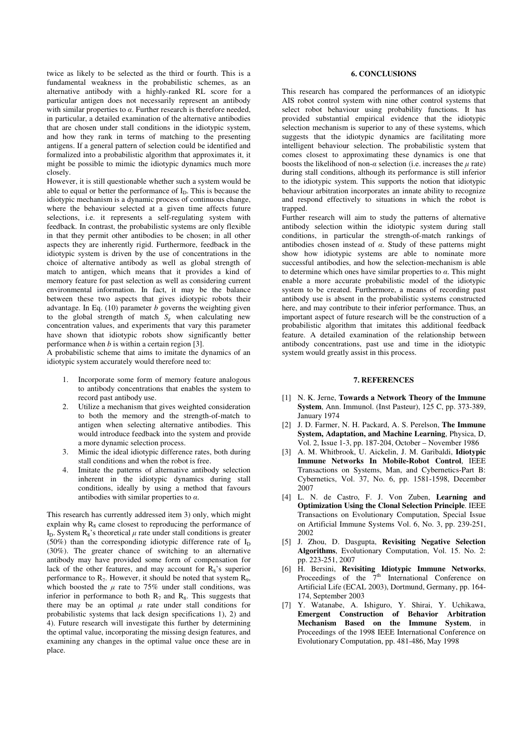twice as likely to be selected as the third or fourth. This is a fundamental weakness in the probabilistic schemes, as an alternative antibody with a highly-ranked RL score for a particular antigen does not necessarily represent an antibody with similar properties to $\alpha$. Further research is therefore needed, in particular, a detailed examination of the alternative antibodies that are chosen under stall conditions in the idiotypic system, and how they rank in terms of matching to the presenting antigens. If a general pattern of selection could be identified and formalized into a probabilistic algorithm that approximates it, it might be possible to mimic the idiotypic dynamics much more closely.

However, it is still questionable whether such a system would be able to equal or better the performance of $I_D$. This is because the idiotypic mechanism is a dynamic process of continuous change, where the behaviour selected at a given time affects future selections, i.e. it represents a self-regulating system with feedback. In contrast, the probabilistic systems are only flexible in that they permit other antibodies to be chosen; in all other aspects they are inherently rigid. Furthermore, feedback in the idiotypic system is driven by the use of concentrations in the choice of alternative antibody as well as global strength of match to antigen, which means that it provides a kind of memory feature for past selection as well as considering current environmental information. In fact, it may be the balance between these two aspects that gives idiotypic robots their advantage. In Eq. (10) parameter $b$ governs the weighting given to the global strength of match $S_g$ when calculating new concentration values, and experiments that vary this parameter have shown that idiotypic robots show significantly better performance when $b$ is within a certain region [3].

A probabilistic scheme that aims to imitate the dynamics of an idiotypic system accurately would therefore need to:

1. Incorporate some form of memory feature analogous to antibody concentrations that enables the system to record past antibody use.
2. Utilize a mechanism that gives weighted consideration to both the memory and the strength-of-match to antigen when selecting alternative antibodies. This would introduce feedback into the system and provide a more dynamic selection process.
3. Mimic the ideal idiotypic difference rates, both during stall conditions and when the robot is free.
4. Imitate the patterns of alternative antibody selection inherent in the idiotypic dynamics during stall conditions, ideally by using a method that favours antibodies with similar properties to $\alpha$.

This research has currently addressed item 3) only, which might explain why $R_8$ came closest to reproducing the performance of $I_D$. System $R_8$'s theoretical $\mu$ rate under stall conditions is greater (50%) than the corresponding idiotypic difference rate of $I_D$ (30%). The greater chance of switching to an alternative antibody may have provided some form of compensation for lack of the other features, and may account for $R_8$'s superior performance to $R_7$. However, it should be noted that system $R_9$, which boosted the $\mu$ rate to 75% under stall conditions, was inferior in performance to both $R_7$ and $R_8$. This suggests that there may be an optimal $\mu$ rate under stall conditions for probabilistic systems that lack design specifications 1), 2) and 4). Future research will investigate this further by determining the optimal value, incorporating the missing design features, and examining any changes in the optimal value once these are in place.

## 6. CONCLUSIONS

This research has compared the performances of an idiotypic AIS robot control system with nine other control systems that select robot behaviour using probability functions. It has provided substantial empirical evidence that the idiotypic selection mechanism is superior to any of these systems, which suggests that the idiotypic dynamics are facilitating more intelligent behaviour selection. The probabilistic system that comes closest to approximating these dynamics is one that boosts the likelihood of non-$\alpha$ selection (i.e. increases the $\mu$ rate) during stall conditions, although its performance is still inferior to the idiotypic system. This supports the notion that idiotypic behaviour arbitration incorporates an innate ability to recognize and respond effectively to situations in which the robot is trapped.

Further research will aim to study the patterns of alternative antibody selection within the idiotypic system during stall conditions, in particular the strength-of-match rankings of antibodies chosen instead of $\alpha$. Study of these patterns might show how idiotypic systems are able to nominate more successful antibodies, and how the selection-mechanism is able to determine which ones have similar properties to $\alpha$. This might enable a more accurate probabilistic model of the idiotypic system to be created. Furthermore, a means of recording past antibody use is absent in the probabilistic systems constructed here, and may contribute to their inferior performance. Thus, an important aspect of future research will be the construction of a probabilistic algorithm that imitates this additional feedback feature. A detailed examination of the relationship between antibody concentrations, past use and time in the idiotypic system would greatly assist in this process.

## 7. REFERENCES

[1] N. K. Jerne, **Towards a Network Theory of the Immune System**, Ann. Immunol. (Inst Pasteur), 125 C, pp. 373-389, January 1974

[2] J. D. Farmer, N. H. Packard, A. S. Perelson, **The Immune System, Adaptation, and Machine Learning**, Physica, D, Vol. 2, Issue 1-3, pp. 187-204, October – November 1986

[3] A. M. Whitbrook, U. Aickelin, J. M. Garibaldi, **Idiotypic Immune Networks In Mobile-Robot Control**, IEEE Transactions on Systems, Man, and Cybernetics-Part B: Cybernetics, Vol. 37, No. 6, pp. 1581-1598, December 2007

[4] L. N. de Castro, F. J. Von Zuben, **Learning and Optimization Using the Clonal Selection Principle**. IEEE Transactions on Evolutionary Computation, Special Issue on Artificial Immune Systems Vol. 6, No. 3, pp. 239-251, 2002

[5] J. Zhou, D. Dasgupta, **Revisiting Negative Selection Algorithms**, Evolutionary Computation, Vol. 15. No. 2: pp. 223-251, 2007

[6] H. Bersini, **Revisiting Idiotypic Immune Networks**, Proceedings of the 7th International Conference on Artificial Life (ECAL 2003), Dortmund, Germany, pp. 164-174, September 2003

[7] Y. Watanabe, A. Ishiguro, Y. Shirai, Y. Uchikawa, **Emergent Construction of Behavior Arbitration Mechanism Based on the Immune System**, in Proceedings of the 1998 IEEE International Conference on Evolutionary Computation, pp. 481-486, May 1998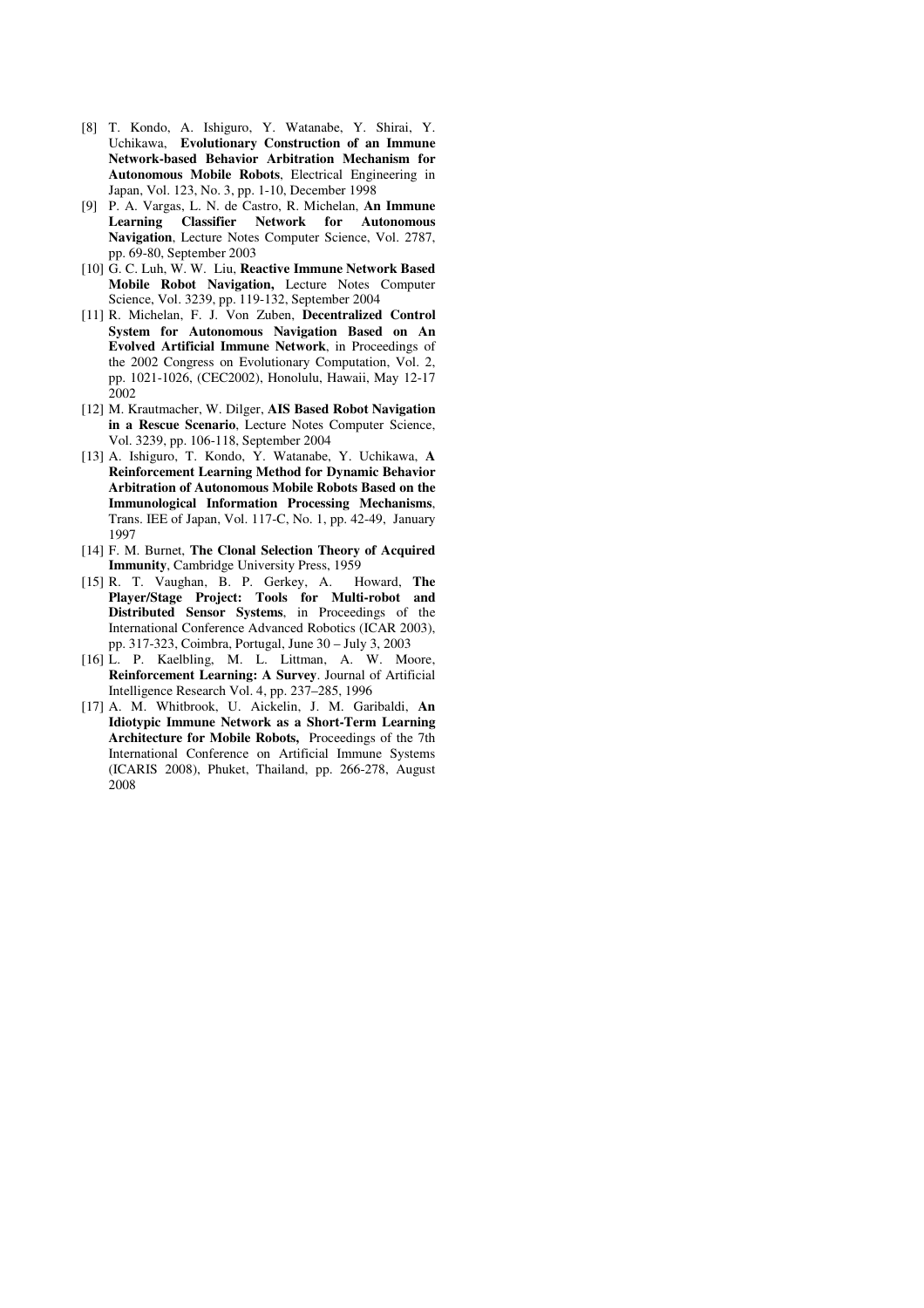[8] T. Kondo, A. Ishiguro, Y. Watanabe, Y. Shirai, Y. Uchikawa, **Evolutionary Construction of an Immune Network-based Behavior Arbitration Mechanism for Autonomous Mobile Robots**, Electrical Engineering in Japan, Vol. 123, No. 3, pp. 1-10, December 1998

[9] P. A. Vargas, L. N. de Castro, R. Michelan, **An Immune Learning Classifier Network for Autonomous Navigation**, Lecture Notes Computer Science, Vol. 2787, pp. 69-80, September 2003

[10] G. C. Luh, W. W. Liu, **Reactive Immune Network Based Mobile Robot Navigation,** Lecture Notes Computer Science, Vol. 3239, pp. 119-132, September 2004

[11] R. Michelan, F. J. Von Zuben, **Decentralized Control System for Autonomous Navigation Based on An Evolved Artificial Immune Network**, in Proceedings of the 2002 Congress on Evolutionary Computation, Vol. 2, pp. 1021-1026, (CEC2002), Honolulu, Hawaii, May 12-17 2002

[12] M. Krautmacher, W. Dilger, **AIS Based Robot Navigation in a Rescue Scenario**, Lecture Notes Computer Science, Vol. 3239, pp. 106-118, September 2004

[13] A. Ishiguro, T. Kondo, Y. Watanabe, Y. Uchikawa, **A Reinforcement Learning Method for Dynamic Behavior Arbitration of Autonomous Mobile Robots Based on the Immunological Information Processing Mechanisms**, Trans. IEE of Japan, Vol. 117-C, No. 1, pp. 42-49, January 1997

[14] F. M. Burnet, **The Clonal Selection Theory of Acquired Immunity**, Cambridge University Press, 1959

[15] R. T. Vaughan, B. P. Gerkey, A. Howard, **The Player/Stage Project: Tools for Multi-robot and Distributed Sensor Systems**, in Proceedings of the International Conference Advanced Robotics (ICAR 2003), pp. 317-323, Coimbra, Portugal, June 30 – July 3, 2003

[16] L. P. Kaelbling, M. L. Littman, A. W. Moore, **Reinforcement Learning: A Survey**. Journal of Artificial Intelligence Research Vol. 4, pp. 237–285, 1996

[17] A. M. Whitbrook, U. Aickelin, J. M. Garibaldi, **An Idiotypic Immune Network as a Short-Term Learning Architecture for Mobile Robots,** Proceedings of the 7th International Conference on Artificial Immune Systems (ICARIS 2008), Phuket, Thailand, pp. 266-278, August 2008